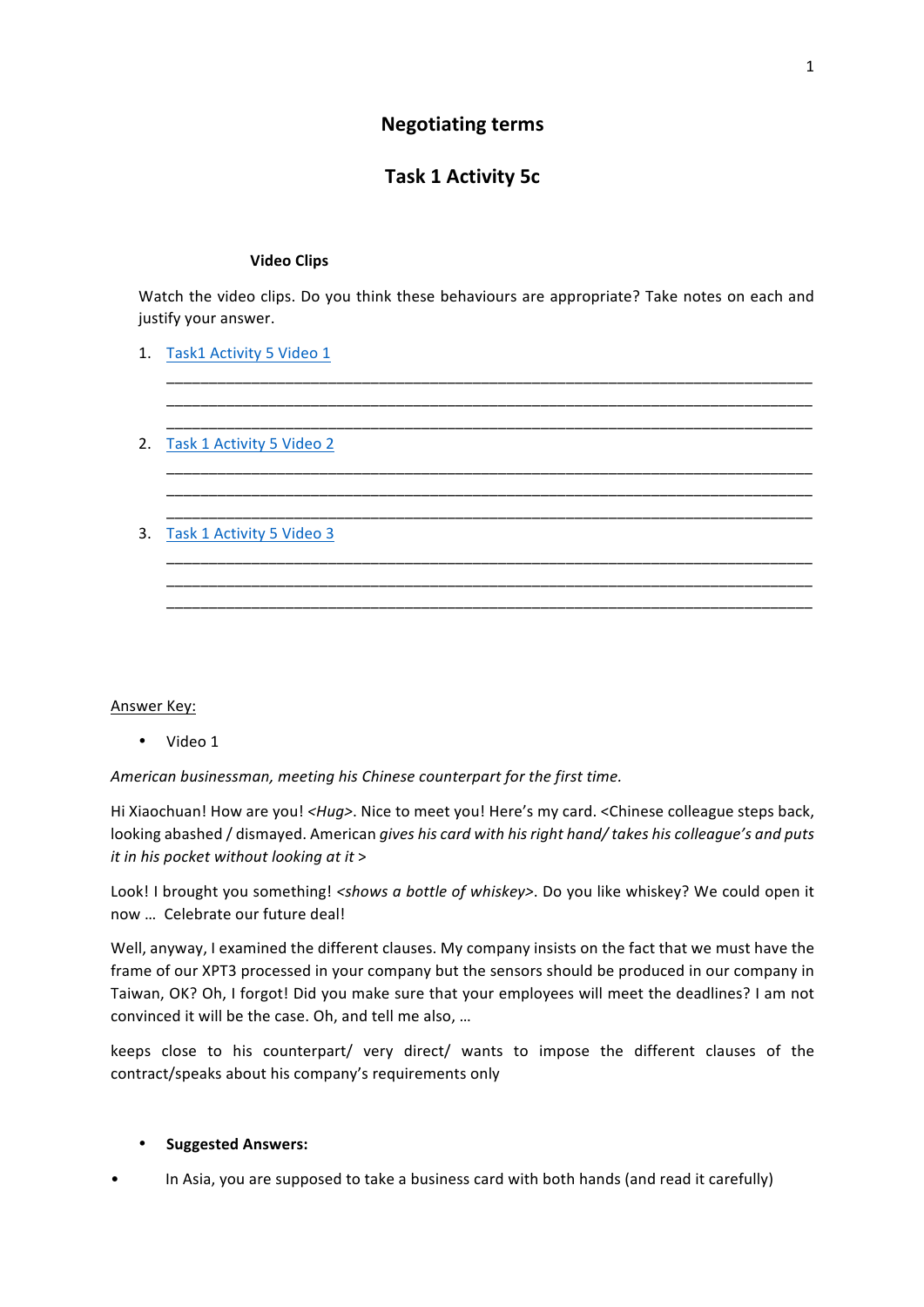# Negotiating terms

## Task 1 Activity 5c

**Video Clips**

Watch the video clips. Do you think these behaviours are appropriate? Take notes on each and justify your answer.

1. Task1 Activity 5 Video 1

   ___________________________________________________________________________
   ___________________________________________________________________________
   ___________________________________________________________________________

2. Task 1 Activity 5 Video 2

   ___________________________________________________________________________
   ___________________________________________________________________________
   ___________________________________________________________________________

3. Task 1 Activity 5 Video 3

   ___________________________________________________________________________
   ___________________________________________________________________________
   ___________________________________________________________________________

Answer Key:

- Video 1

*American businessman, meeting his Chinese counterpart for the first time.*

Hi Xiaochuan! How are you! <*Hug*>. Nice to meet you! Here's my card. <Chinese colleague steps back, looking abashed / dismayed. American *gives his card with his right hand/ takes his colleague's and puts it in his pocket without looking at it* >

Look! I brought you something! <*shows a bottle of whiskey*>. Do you like whiskey? We could open it now … Celebrate our future deal!

Well, anyway, I examined the different clauses. My company insists on the fact that we must have the frame of our XPT3 processed in your company but the sensors should be produced in our company in Taiwan, OK? Oh, I forgot! Did you make sure that your employees will meet the deadlines? I am not convinced it will be the case. Oh, and tell me also, …

keeps close to his counterpart/ very direct/ wants to impose the different clauses of the contract/speaks about his company's requirements only

- **Suggested Answers:**

- In Asia, you are supposed to take a business card with both hands (and read it carefully)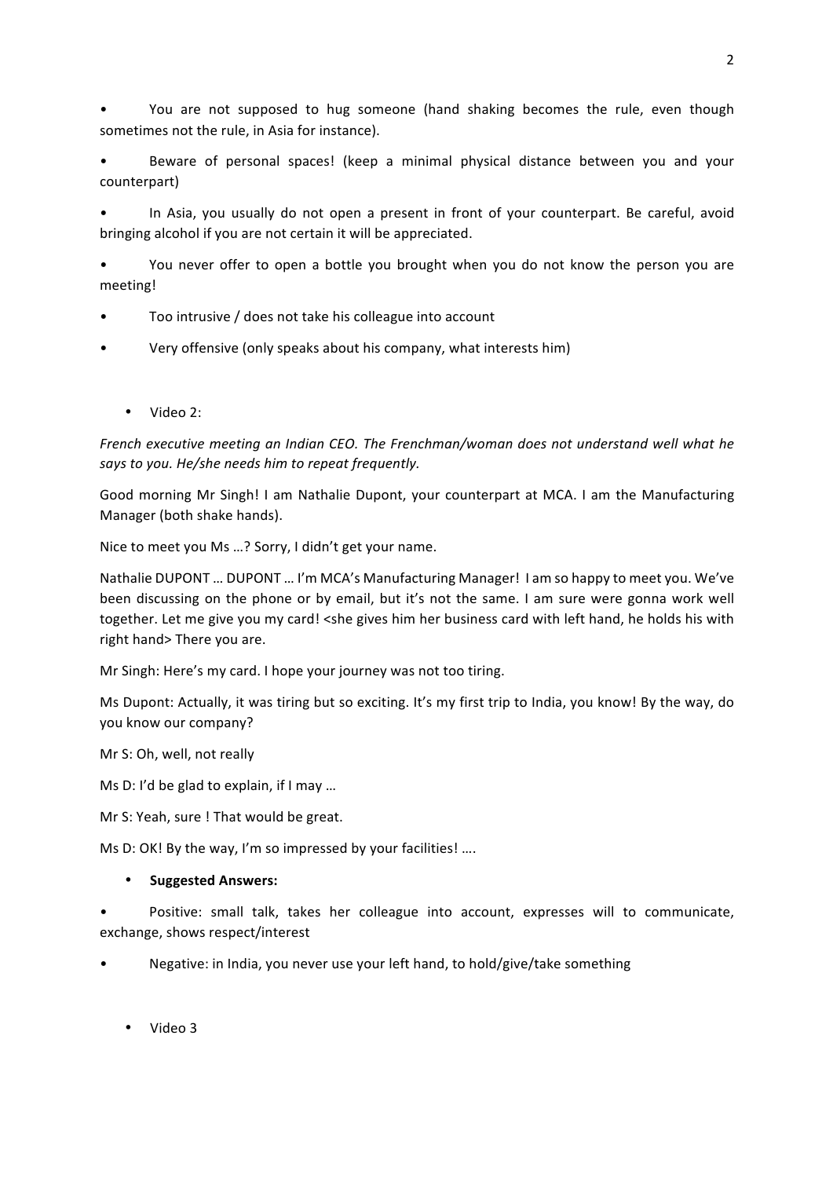- You are not supposed to hug someone (hand shaking becomes the rule, even though sometimes not the rule, in Asia for instance).
- Beware of personal spaces! (keep a minimal physical distance between you and your counterpart)
- In Asia, you usually do not open a present in front of your counterpart. Be careful, avoid bringing alcohol if you are not certain it will be appreciated.
- You never offer to open a bottle you brought when you do not know the person you are meeting!
- Too intrusive / does not take his colleague into account
- Very offensive (only speaks about his company, what interests him)

- Video 2:

*French executive meeting an Indian CEO. The Frenchman/woman does not understand well what he says to you. He/she needs him to repeat frequently.*

Good morning Mr Singh! I am Nathalie Dupont, your counterpart at MCA. I am the Manufacturing Manager (both shake hands).

Nice to meet you Ms …? Sorry, I didn't get your name.

Nathalie DUPONT … DUPONT … I'm MCA's Manufacturing Manager! I am so happy to meet you. We've been discussing on the phone or by email, but it's not the same. I am sure were gonna work well together. Let me give you my card! <she gives him her business card with left hand, he holds his with right hand> There you are.

Mr Singh: Here's my card. I hope your journey was not too tiring.

Ms Dupont: Actually, it was tiring but so exciting. It's my first trip to India, you know! By the way, do you know our company?

Mr S: Oh, well, not really

Ms D: I'd be glad to explain, if I may …

Mr S: Yeah, sure ! That would be great.

Ms D: OK! By the way, I'm so impressed by your facilities! ….

- **Suggested Answers:**

- Positive: small talk, takes her colleague into account, expresses will to communicate, exchange, shows respect/interest
- Negative: in India, you never use your left hand, to hold/give/take something

- Video 3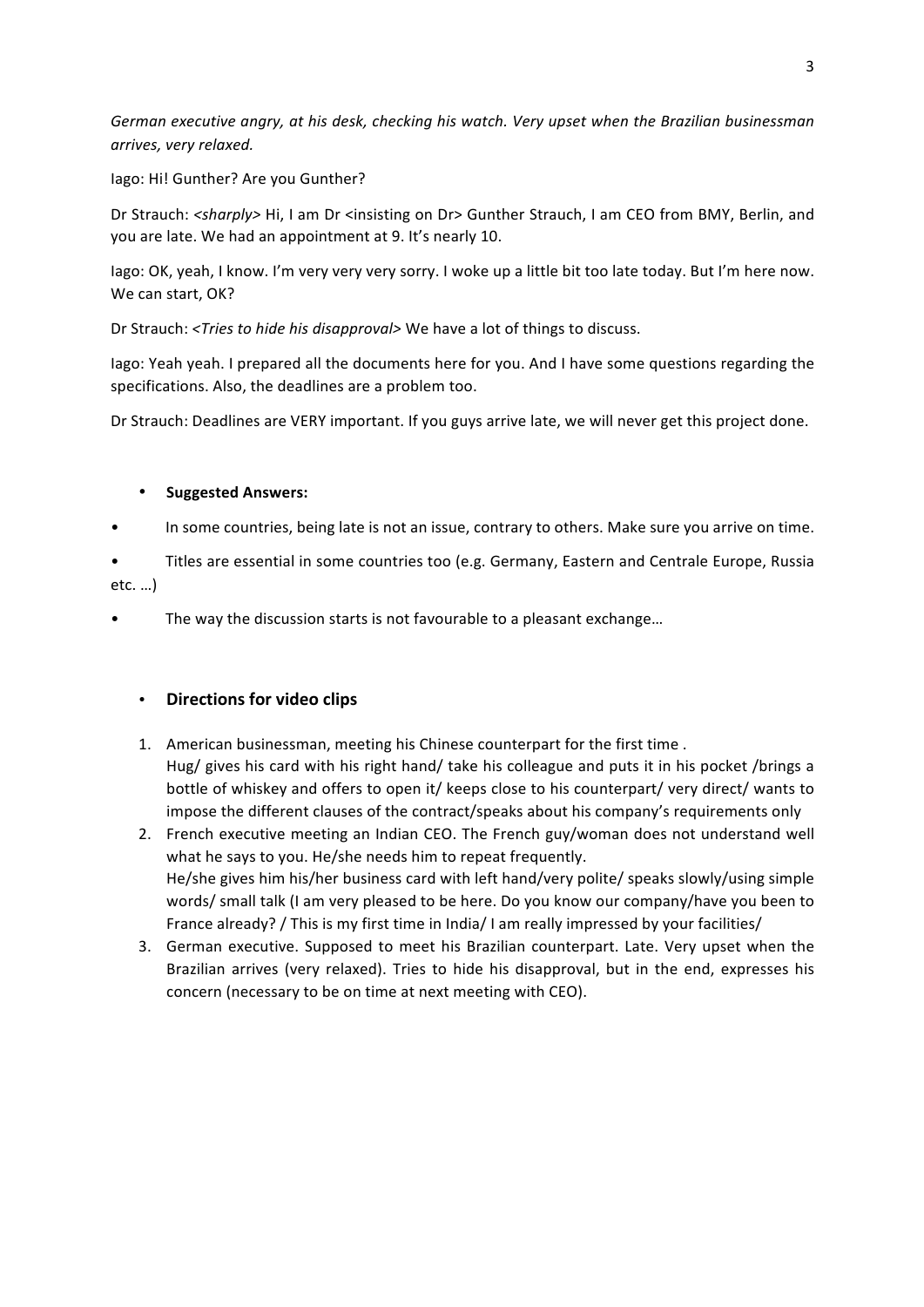*German executive angry, at his desk, checking his watch. Very upset when the Brazilian businessman arrives, very relaxed.*

Iago: Hi! Gunther? Are you Gunther?

Dr Strauch: *<sharply>* Hi, I am Dr <insisting on Dr> Gunther Strauch, I am CEO from BMY, Berlin, and you are late. We had an appointment at 9. It's nearly 10.

Iago: OK, yeah, I know. I'm very very very sorry. I woke up a little bit too late today. But I'm here now. We can start, OK?

Dr Strauch: *<Tries to hide his disapproval>* We have a lot of things to discuss.

Iago: Yeah yeah. I prepared all the documents here for you. And I have some questions regarding the specifications. Also, the deadlines are a problem too.

Dr Strauch: Deadlines are VERY important. If you guys arrive late, we will never get this project done.

- **Suggested Answers:**

- In some countries, being late is not an issue, contrary to others. Make sure you arrive on time.
- Titles are essential in some countries too (e.g. Germany, Eastern and Centrale Europe, Russia etc. …)
- The way the discussion starts is not favourable to a pleasant exchange…

- **Directions for video clips**

1. American businessman, meeting his Chinese counterpart for the first time .
   Hug/ gives his card with his right hand/ take his colleague and puts it in his pocket /brings a bottle of whiskey and offers to open it/ keeps close to his counterpart/ very direct/ wants to impose the different clauses of the contract/speaks about his company's requirements only
2. French executive meeting an Indian CEO. The French guy/woman does not understand well what he says to you. He/she needs him to repeat frequently.
   He/she gives him his/her business card with left hand/very polite/ speaks slowly/using simple words/ small talk (I am very pleased to be here. Do you know our company/have you been to France already? / This is my first time in India/ I am really impressed by your facilities/
3. German executive. Supposed to meet his Brazilian counterpart. Late. Very upset when the Brazilian arrives (very relaxed). Tries to hide his disapproval, but in the end, expresses his concern (necessary to be on time at next meeting with CEO).